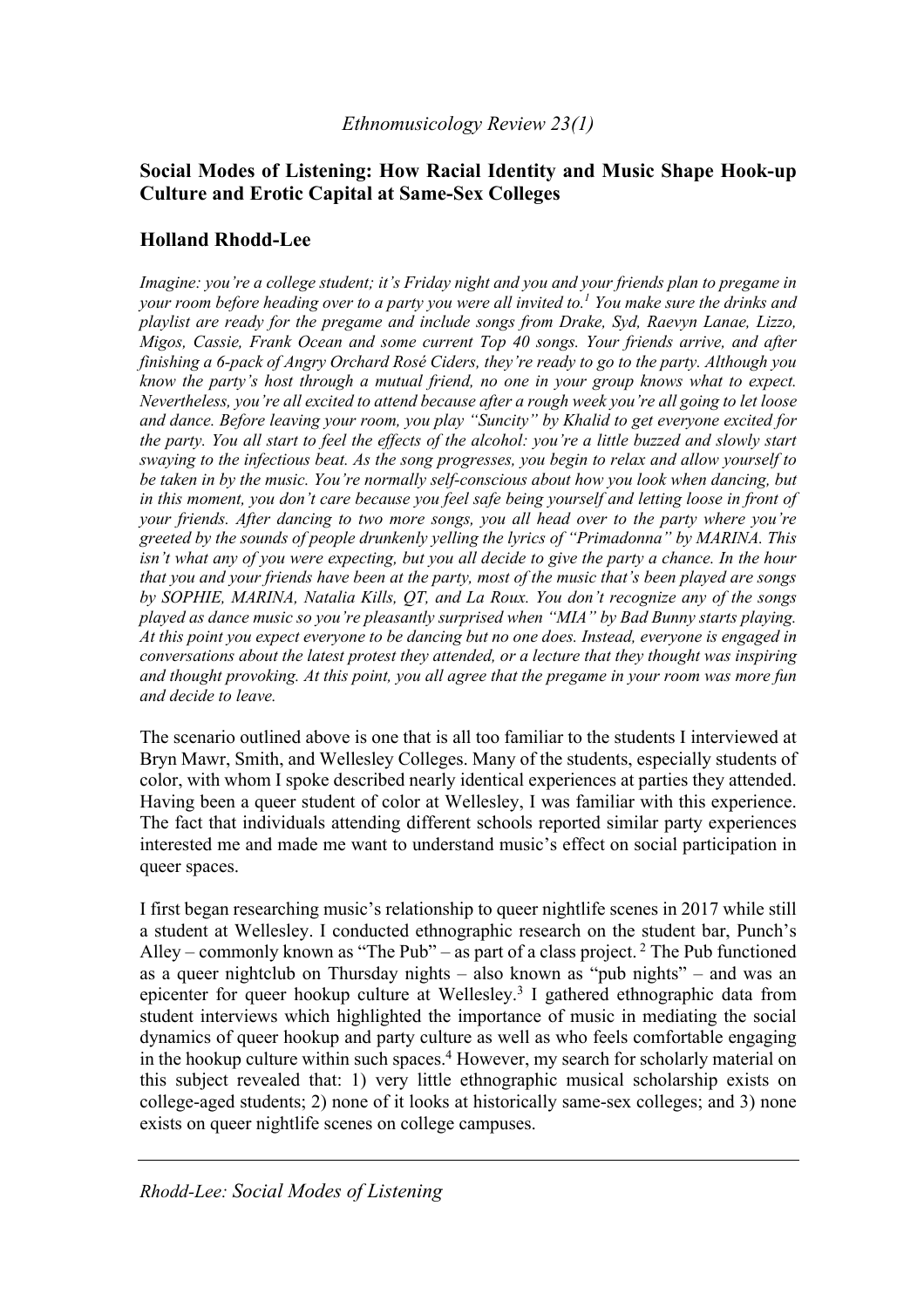# Social Modes of Listening: How Racial Identity and Music Shape Hook-up Culture and Erotic Capital at Same-Sex Colleges

## Holland Rhodd-Lee

*Imagine: you're a college student; it's Friday night and you and your friends plan to pregame in your room before heading over to a party you were all invited to.*[1] *You make sure the drinks and playlist are ready for the pregame and include songs from Drake, Syd, Raevyn Lanae, Lizzo, Migos, Cassie, Frank Ocean and some current Top 40 songs. Your friends arrive, and after finishing a 6-pack of Angry Orchard Rosé Ciders, they're ready to go to the party. Although you know the party's host through a mutual friend, no one in your group knows what to expect. Nevertheless, you're all excited to attend because after a rough week you're all going to let loose and dance. Before leaving your room, you play "Suncity" by Khalid to get everyone excited for the party. You all start to feel the effects of the alcohol: you're a little buzzed and slowly start swaying to the infectious beat. As the song progresses, you begin to relax and allow yourself to be taken in by the music. You're normally self-conscious about how you look when dancing, but in this moment, you don't care because you feel safe being yourself and letting loose in front of your friends. After dancing to two more songs, you all head over to the party where you're greeted by the sounds of people drunkenly yelling the lyrics of "Primadonna" by MARINA. This isn't what any of you were expecting, but you all decide to give the party a chance. In the hour that you and your friends have been at the party, most of the music that's been played are songs by SOPHIE, MARINA, Natalia Kills, QT, and La Roux. You don't recognize any of the songs played as dance music so you're pleasantly surprised when "MIA" by Bad Bunny starts playing. At this point you expect everyone to be dancing but no one does. Instead, everyone is engaged in conversations about the latest protest they attended, or a lecture that they thought was inspiring and thought provoking. At this point, you all agree that the pregame in your room was more fun and decide to leave.*

The scenario outlined above is one that is all too familiar to the students I interviewed at Bryn Mawr, Smith, and Wellesley Colleges. Many of the students, especially students of color, with whom I spoke described nearly identical experiences at parties they attended. Having been a queer student of color at Wellesley, I was familiar with this experience. The fact that individuals attending different schools reported similar party experiences interested me and made me want to understand music's effect on social participation in queer spaces.

I first began researching music's relationship to queer nightlife scenes in 2017 while still a student at Wellesley. I conducted ethnographic research on the student bar, Punch's Alley – commonly known as "The Pub" – as part of a class project.[2] The Pub functioned as a queer nightclub on Thursday nights – also known as "pub nights" – and was an epicenter for queer hookup culture at Wellesley.[3] I gathered ethnographic data from student interviews which highlighted the importance of music in mediating the social dynamics of queer hookup and party culture as well as who feels comfortable engaging in the hookup culture within such spaces.[4] However, my search for scholarly material on this subject revealed that: 1) very little ethnographic musical scholarship exists on college-aged students; 2) none of it looks at historically same-sex colleges; and 3) none exists on queer nightlife scenes on college campuses.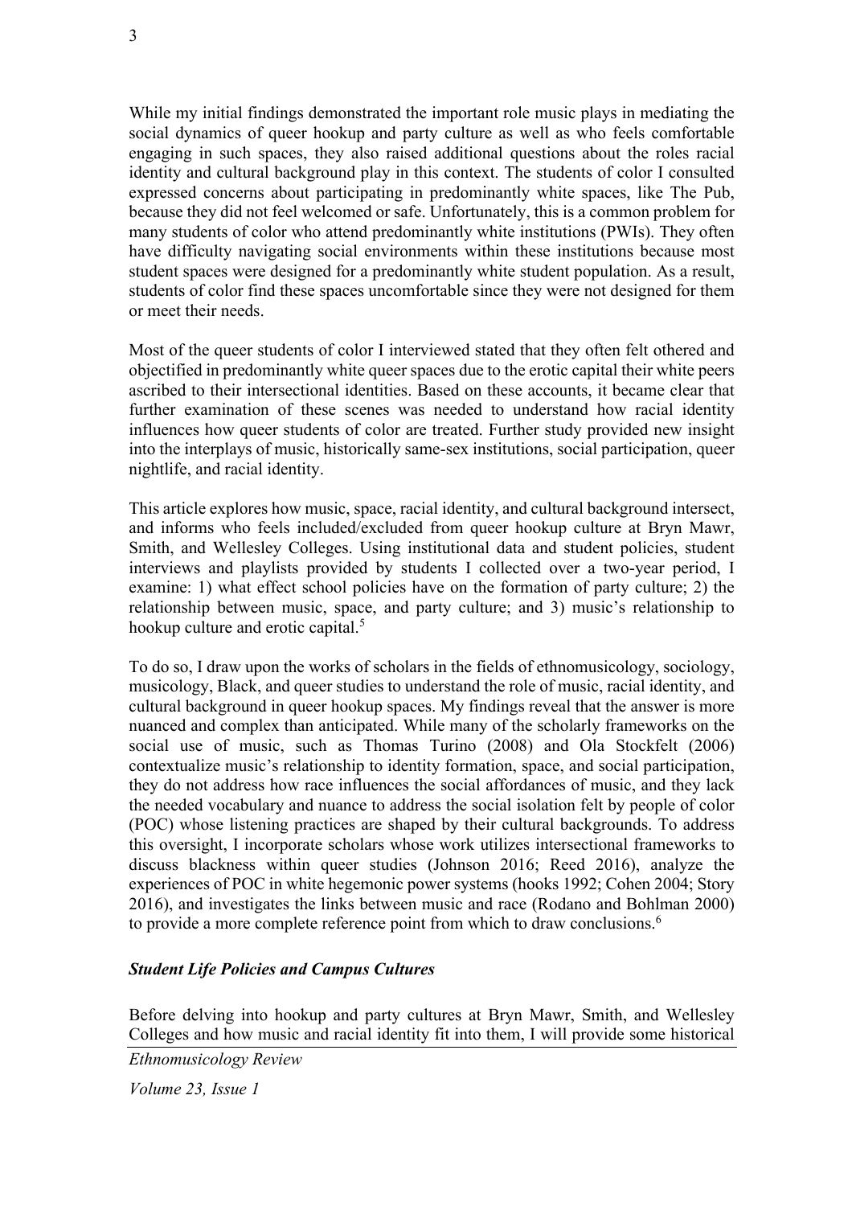While my initial findings demonstrated the important role music plays in mediating the social dynamics of queer hookup and party culture as well as who feels comfortable engaging in such spaces, they also raised additional questions about the roles racial identity and cultural background play in this context. The students of color I consulted expressed concerns about participating in predominantly white spaces, like The Pub, because they did not feel welcomed or safe. Unfortunately, this is a common problem for many students of color who attend predominantly white institutions (PWIs). They often have difficulty navigating social environments within these institutions because most student spaces were designed for a predominantly white student population. As a result, students of color find these spaces uncomfortable since they were not designed for them or meet their needs.

Most of the queer students of color I interviewed stated that they often felt othered and objectified in predominantly white queer spaces due to the erotic capital their white peers ascribed to their intersectional identities. Based on these accounts, it became clear that further examination of these scenes was needed to understand how racial identity influences how queer students of color are treated. Further study provided new insight into the interplays of music, historically same-sex institutions, social participation, queer nightlife, and racial identity.

This article explores how music, space, racial identity, and cultural background intersect, and informs who feels included/excluded from queer hookup culture at Bryn Mawr, Smith, and Wellesley Colleges. Using institutional data and student policies, student interviews and playlists provided by students I collected over a two-year period, I examine: 1) what effect school policies have on the formation of party culture; 2) the relationship between music, space, and party culture; and 3) music's relationship to hookup culture and erotic capital.[5]

To do so, I draw upon the works of scholars in the fields of ethnomusicology, sociology, musicology, Black, and queer studies to understand the role of music, racial identity, and cultural background in queer hookup spaces. My findings reveal that the answer is more nuanced and complex than anticipated. While many of the scholarly frameworks on the social use of music, such as Thomas Turino (2008) and Ola Stockfelt (2006) contextualize music's relationship to identity formation, space, and social participation, they do not address how race influences the social affordances of music, and they lack the needed vocabulary and nuance to address the social isolation felt by people of color (POC) whose listening practices are shaped by their cultural backgrounds. To address this oversight, I incorporate scholars whose work utilizes intersectional frameworks to discuss blackness within queer studies (Johnson 2016; Reed 2016), analyze the experiences of POC in white hegemonic power systems (hooks 1992; Cohen 2004; Story 2016), and investigates the links between music and race (Rodano and Bohlman 2000) to provide a more complete reference point from which to draw conclusions.[6]

### ***Student Life Policies and Campus Cultures***

Before delving into hookup and party cultures at Bryn Mawr, Smith, and Wellesley Colleges and how music and racial identity fit into them, I will provide some historical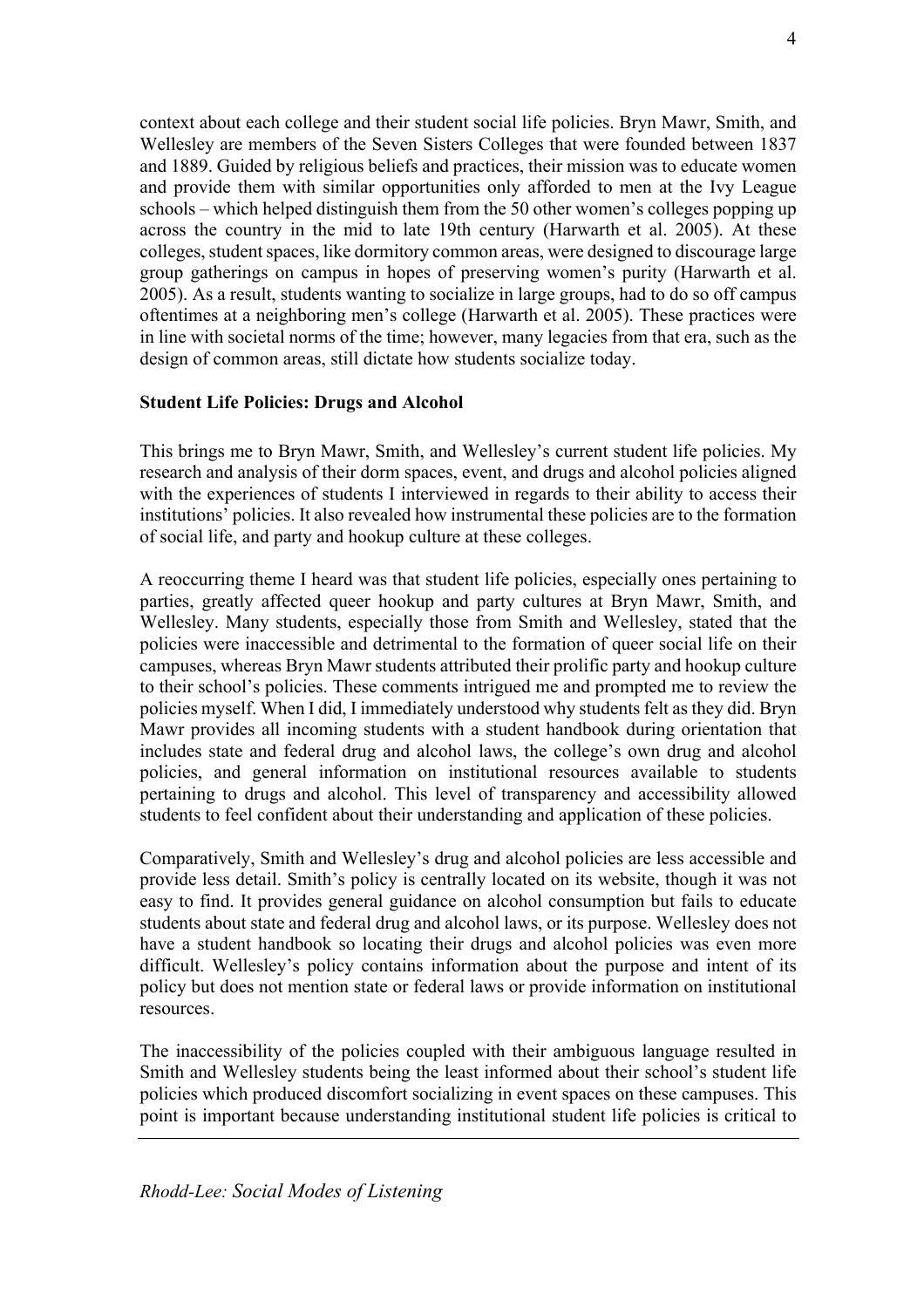context about each college and their student social life policies. Bryn Mawr, Smith, and Wellesley are members of the Seven Sisters Colleges that were founded between 1837 and 1889. Guided by religious beliefs and practices, their mission was to educate women and provide them with similar opportunities only afforded to men at the Ivy League schools – which helped distinguish them from the 50 other women's colleges popping up across the country in the mid to late 19th century (Harwarth et al. 2005). At these colleges, student spaces, like dormitory common areas, were designed to discourage large group gatherings on campus in hopes of preserving women's purity (Harwarth et al. 2005). As a result, students wanting to socialize in large groups, had to do so off campus oftentimes at a neighboring men's college (Harwarth et al. 2005). These practices were in line with societal norms of the time; however, many legacies from that era, such as the design of common areas, still dictate how students socialize today.

**Student Life Policies: Drugs and Alcohol**

This brings me to Bryn Mawr, Smith, and Wellesley's current student life policies. My research and analysis of their dorm spaces, event, and drugs and alcohol policies aligned with the experiences of students I interviewed in regards to their ability to access their institutions' policies. It also revealed how instrumental these policies are to the formation of social life, and party and hookup culture at these colleges.

A reoccurring theme I heard was that student life policies, especially ones pertaining to parties, greatly affected queer hookup and party cultures at Bryn Mawr, Smith, and Wellesley. Many students, especially those from Smith and Wellesley, stated that the policies were inaccessible and detrimental to the formation of queer social life on their campuses, whereas Bryn Mawr students attributed their prolific party and hookup culture to their school's policies. These comments intrigued me and prompted me to review the policies myself. When I did, I immediately understood why students felt as they did. Bryn Mawr provides all incoming students with a student handbook during orientation that includes state and federal drug and alcohol laws, the college's own drug and alcohol policies, and general information on institutional resources available to students pertaining to drugs and alcohol. This level of transparency and accessibility allowed students to feel confident about their understanding and application of these policies.

Comparatively, Smith and Wellesley's drug and alcohol policies are less accessible and provide less detail. Smith's policy is centrally located on its website, though it was not easy to find. It provides general guidance on alcohol consumption but fails to educate students about state and federal drug and alcohol laws, or its purpose. Wellesley does not have a student handbook so locating their drugs and alcohol policies was even more difficult. Wellesley's policy contains information about the purpose and intent of its policy but does not mention state or federal laws or provide information on institutional resources.

The inaccessibility of the policies coupled with their ambiguous language resulted in Smith and Wellesley students being the least informed about their school's student life policies which produced discomfort socializing in event spaces on these campuses. This point is important because understanding institutional student life policies is critical to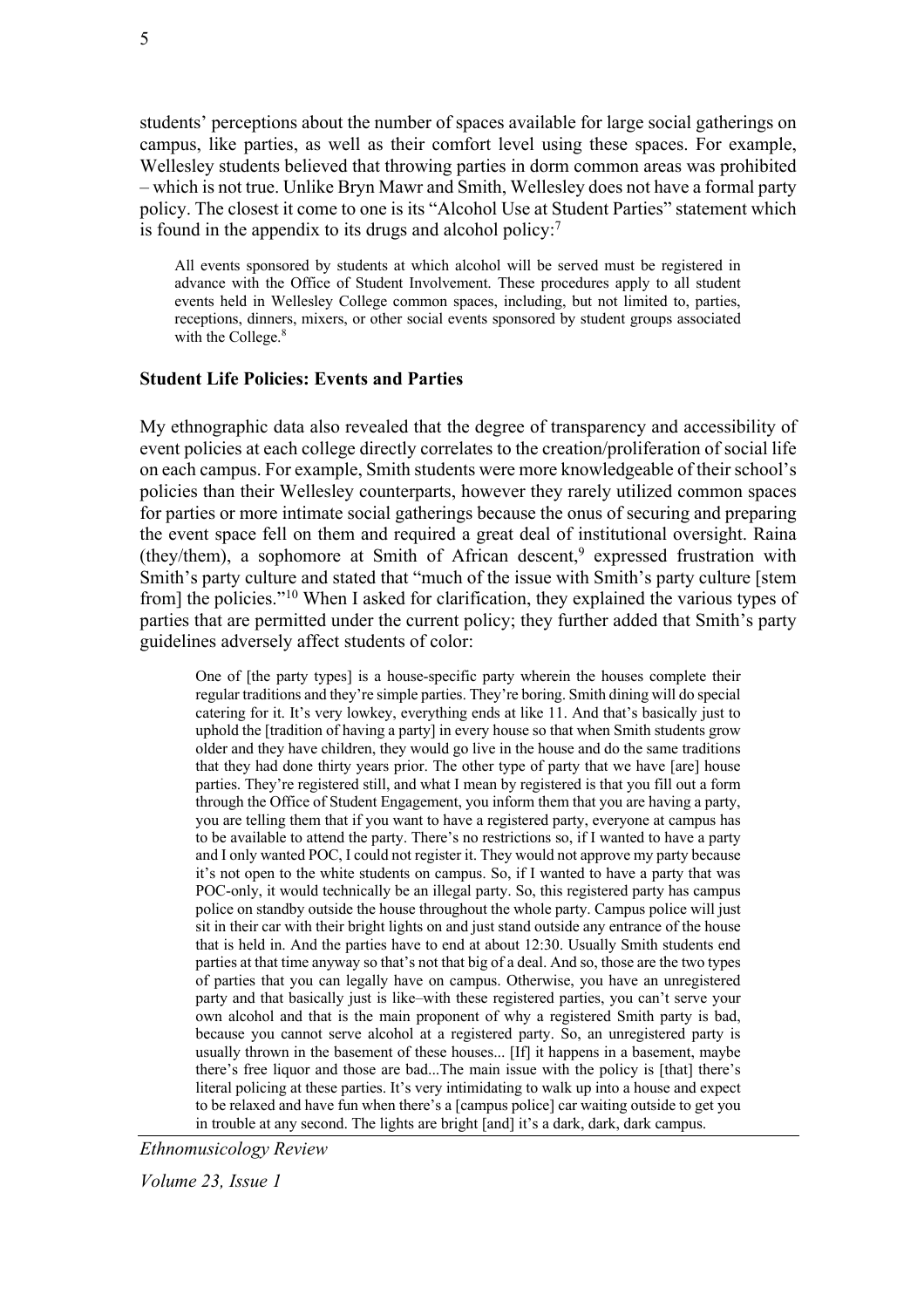students' perceptions about the number of spaces available for large social gatherings on campus, like parties, as well as their comfort level using these spaces. For example, Wellesley students believed that throwing parties in dorm common areas was prohibited – which is not true. Unlike Bryn Mawr and Smith, Wellesley does not have a formal party policy. The closest it come to one is its "Alcohol Use at Student Parties" statement which is found in the appendix to its drugs and alcohol policy:[7]

> All events sponsored by students at which alcohol will be served must be registered in advance with the Office of Student Involvement. These procedures apply to all student events held in Wellesley College common spaces, including, but not limited to, parties, receptions, dinners, mixers, or other social events sponsored by student groups associated with the College.[8]

### Student Life Policies: Events and Parties

My ethnographic data also revealed that the degree of transparency and accessibility of event policies at each college directly correlates to the creation/proliferation of social life on each campus. For example, Smith students were more knowledgeable of their school's policies than their Wellesley counterparts, however they rarely utilized common spaces for parties or more intimate social gatherings because the onus of securing and preparing the event space fell on them and required a great deal of institutional oversight. Raina (they/them), a sophomore at Smith of African descent,[9] expressed frustration with Smith's party culture and stated that "much of the issue with Smith's party culture [stem from] the policies."[10] When I asked for clarification, they explained the various types of parties that are permitted under the current policy; they further added that Smith's party guidelines adversely affect students of color:

> One of [the party types] is a house-specific party wherein the houses complete their regular traditions and they're simple parties. They're boring. Smith dining will do special catering for it. It's very lowkey, everything ends at like 11. And that's basically just to uphold the [tradition of having a party] in every house so that when Smith students grow older and they have children, they would go live in the house and do the same traditions that they had done thirty years prior. The other type of party that we have [are] house parties. They're registered still, and what I mean by registered is that you fill out a form through the Office of Student Engagement, you inform them that you are having a party, you are telling them that if you want to have a registered party, everyone at campus has to be available to attend the party. There's no restrictions so, if I wanted to have a party and I only wanted POC, I could not register it. They would not approve my party because it's not open to the white students on campus. So, if I wanted to have a party that was POC-only, it would technically be an illegal party. So, this registered party has campus police on standby outside the house throughout the whole party. Campus police will just sit in their car with their bright lights on and just stand outside any entrance of the house that is held in. And the parties have to end at about 12:30. Usually Smith students end parties at that time anyway so that's not that big of a deal. And so, those are the two types of parties that you can legally have on campus. Otherwise, you have an unregistered party and that basically just is like–with these registered parties, you can't serve your own alcohol and that is the main proponent of why a registered Smith party is bad, because you cannot serve alcohol at a registered party. So, an unregistered party is usually thrown in the basement of these houses... [If] it happens in a basement, maybe there's free liquor and those are bad...The main issue with the policy is [that] there's literal policing at these parties. It's very intimidating to walk up into a house and expect to be relaxed and have fun when there's a [campus police] car waiting outside to get you in trouble at any second. The lights are bright [and] it's a dark, dark, dark campus.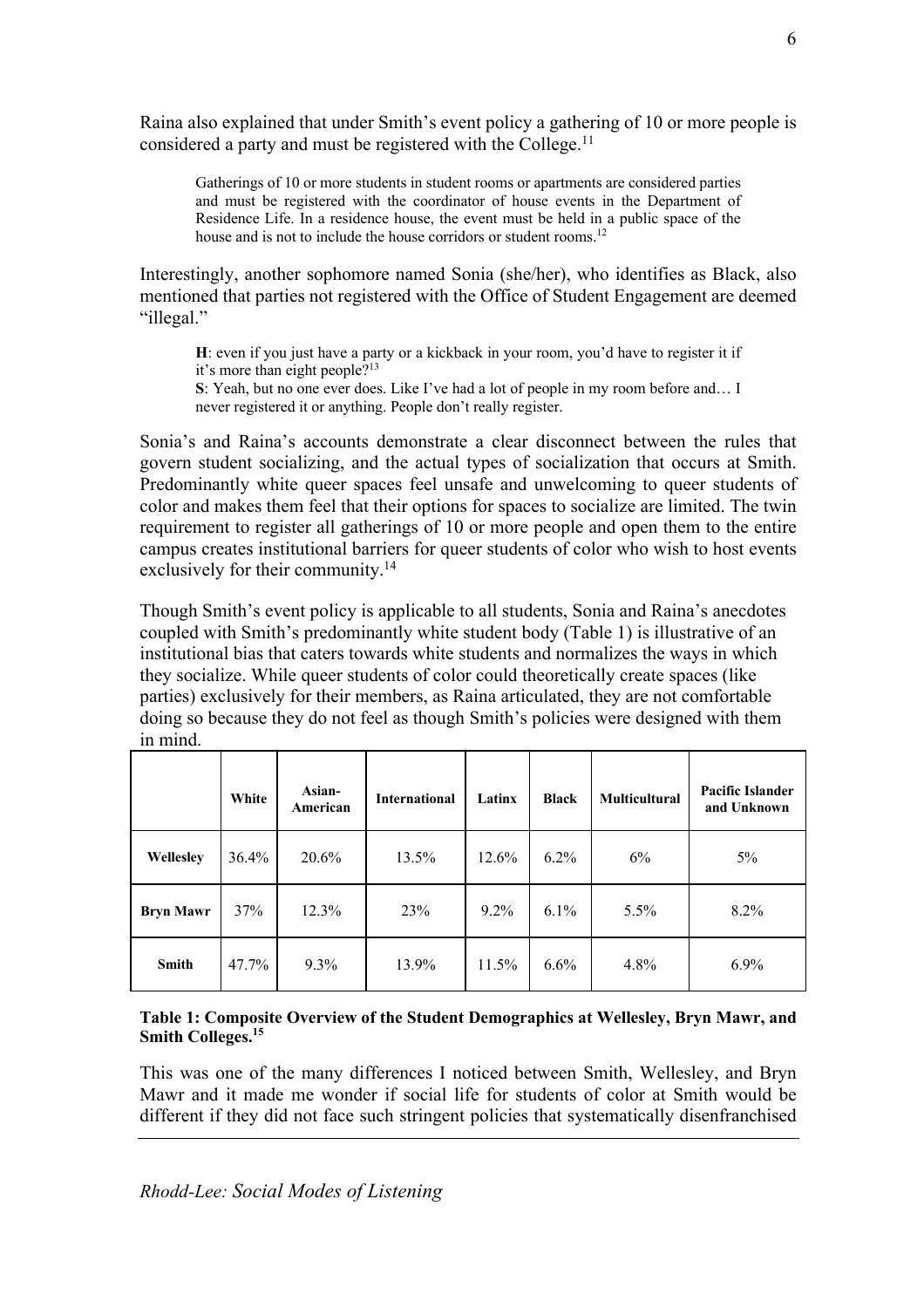Raina also explained that under Smith's event policy a gathering of 10 or more people is considered a party and must be registered with the College.[11]

> Gatherings of 10 or more students in student rooms or apartments are considered parties and must be registered with the coordinator of house events in the Department of Residence Life. In a residence house, the event must be held in a public space of the house and is not to include the house corridors or student rooms.[12]

Interestingly, another sophomore named Sonia (she/her), who identifies as Black, also mentioned that parties not registered with the Office of Student Engagement are deemed "illegal."

> **H**: even if you just have a party or a kickback in your room, you'd have to register it if it's more than eight people?[13]
> **S**: Yeah, but no one ever does. Like I've had a lot of people in my room before and… I never registered it or anything. People don't really register.

Sonia's and Raina's accounts demonstrate a clear disconnect between the rules that govern student socializing, and the actual types of socialization that occurs at Smith. Predominantly white queer spaces feel unsafe and unwelcoming to queer students of color and makes them feel that their options for spaces to socialize are limited. The twin requirement to register all gatherings of 10 or more people and open them to the entire campus creates institutional barriers for queer students of color who wish to host events exclusively for their community.[14]

Though Smith's event policy is applicable to all students, Sonia and Raina's anecdotes coupled with Smith's predominantly white student body (Table 1) is illustrative of an institutional bias that caters towards white students and normalizes the ways in which they socialize. While queer students of color could theoretically create spaces (like parties) exclusively for their members, as Raina articulated, they are not comfortable doing so because they do not feel as though Smith's policies were designed with them in mind.

| | White | Asian-American | International | Latinx | Black | Multicultural | Pacific Islander and Unknown |
|---|---|---|---|---|---|---|---|
| **Wellesley** | 36.4% | 20.6% | 13.5% | 12.6% | 6.2% | 6% | 5% |
| **Bryn Mawr** | 37% | 12.3% | 23% | 9.2% | 6.1% | 5.5% | 8.2% |
| **Smith** | 47.7% | 9.3% | 13.9% | 11.5% | 6.6% | 4.8% | 6.9% |

**Table 1: Composite Overview of the Student Demographics at Wellesley, Bryn Mawr, and Smith Colleges.[15]**

This was one of the many differences I noticed between Smith, Wellesley, and Bryn Mawr and it made me wonder if social life for students of color at Smith would be different if they did not face such stringent policies that systematically disenfranchised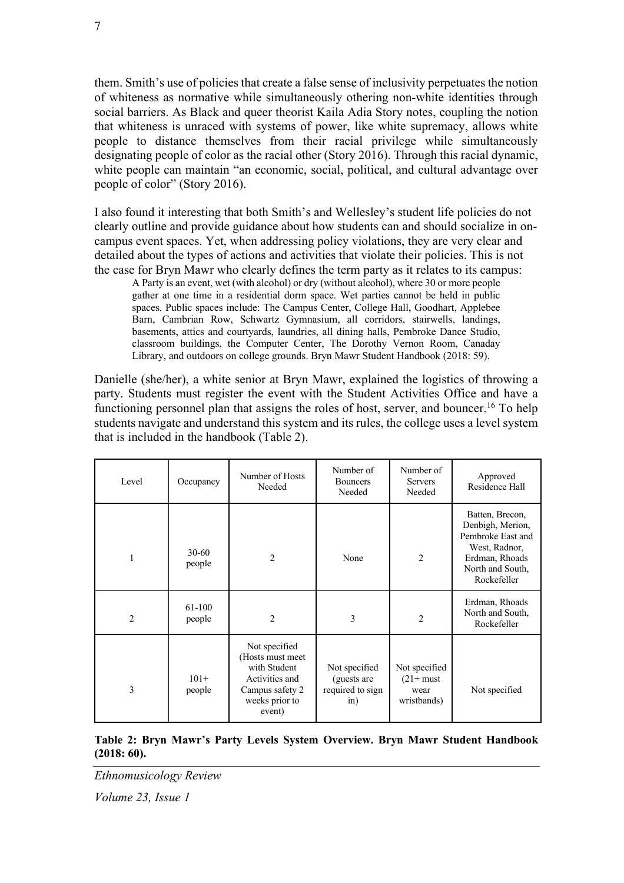them. Smith's use of policies that create a false sense of inclusivity perpetuates the notion of whiteness as normative while simultaneously othering non-white identities through social barriers. As Black and queer theorist Kaila Adia Story notes, coupling the notion that whiteness is unraced with systems of power, like white supremacy, allows white people to distance themselves from their racial privilege while simultaneously designating people of color as the racial other (Story 2016). Through this racial dynamic, white people can maintain "an economic, social, political, and cultural advantage over people of color" (Story 2016).

I also found it interesting that both Smith's and Wellesley's student life policies do not clearly outline and provide guidance about how students can and should socialize in on-campus event spaces. Yet, when addressing policy violations, they are very clear and detailed about the types of actions and activities that violate their policies. This is not the case for Bryn Mawr who clearly defines the term party as it relates to its campus:

> A Party is an event, wet (with alcohol) or dry (without alcohol), where 30 or more people gather at one time in a residential dorm space. Wet parties cannot be held in public spaces. Public spaces include: The Campus Center, College Hall, Goodhart, Applebee Barn, Cambrian Row, Schwartz Gymnasium, all corridors, stairwells, landings, basements, attics and courtyards, laundries, all dining halls, Pembroke Dance Studio, classroom buildings, the Computer Center, The Dorothy Vernon Room, Canaday Library, and outdoors on college grounds. Bryn Mawr Student Handbook (2018: 59).

Danielle (she/her), a white senior at Bryn Mawr, explained the logistics of throwing a party. Students must register the event with the Student Activities Office and have a functioning personnel plan that assigns the roles of host, server, and bouncer.[16] To help students navigate and understand this system and its rules, the college uses a level system that is included in the handbook (Table 2).

| Level | Occupancy | Number of Hosts Needed | Number of Bouncers Needed | Number of Servers Needed | Approved Residence Hall |
|---|---|---|---|---|---|
| 1 | 30-60 people | 2 | None | 2 | Batten, Brecon, Denbigh, Merion, Pembroke East and West, Radnor, Erdman, Rhoads North and South, Rockefeller |
| 2 | 61-100 people | 2 | 3 | 2 | Erdman, Rhoads North and South, Rockefeller |
| 3 | 101+ people | Not specified (Hosts must meet with Student Activities and Campus safety 2 weeks prior to event) | Not specified (guests are required to sign in) | Not specified (21+ must wear wristbands) | Not specified |

**Table 2: Bryn Mawr's Party Levels System Overview. Bryn Mawr Student Handbook (2018: 60).**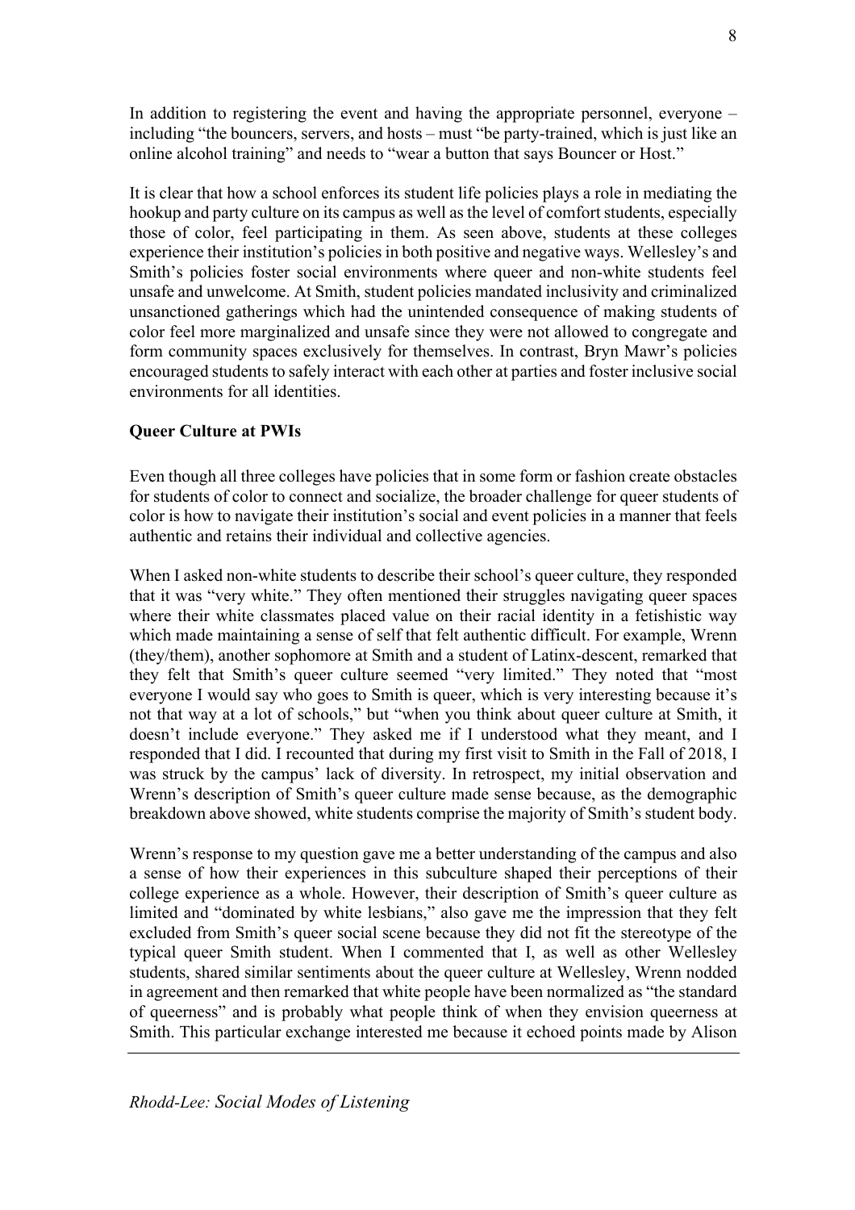In addition to registering the event and having the appropriate personnel, everyone – including "the bouncers, servers, and hosts – must "be party-trained, which is just like an online alcohol training" and needs to "wear a button that says Bouncer or Host."

It is clear that how a school enforces its student life policies plays a role in mediating the hookup and party culture on its campus as well as the level of comfort students, especially those of color, feel participating in them. As seen above, students at these colleges experience their institution's policies in both positive and negative ways. Wellesley's and Smith's policies foster social environments where queer and non-white students feel unsafe and unwelcome. At Smith, student policies mandated inclusivity and criminalized unsanctioned gatherings which had the unintended consequence of making students of color feel more marginalized and unsafe since they were not allowed to congregate and form community spaces exclusively for themselves. In contrast, Bryn Mawr's policies encouraged students to safely interact with each other at parties and foster inclusive social environments for all identities.

**Queer Culture at PWIs**

Even though all three colleges have policies that in some form or fashion create obstacles for students of color to connect and socialize, the broader challenge for queer students of color is how to navigate their institution's social and event policies in a manner that feels authentic and retains their individual and collective agencies.

When I asked non-white students to describe their school's queer culture, they responded that it was "very white." They often mentioned their struggles navigating queer spaces where their white classmates placed value on their racial identity in a fetishistic way which made maintaining a sense of self that felt authentic difficult. For example, Wrenn (they/them), another sophomore at Smith and a student of Latinx-descent, remarked that they felt that Smith's queer culture seemed "very limited." They noted that "most everyone I would say who goes to Smith is queer, which is very interesting because it's not that way at a lot of schools," but "when you think about queer culture at Smith, it doesn't include everyone." They asked me if I understood what they meant, and I responded that I did. I recounted that during my first visit to Smith in the Fall of 2018, I was struck by the campus' lack of diversity. In retrospect, my initial observation and Wrenn's description of Smith's queer culture made sense because, as the demographic breakdown above showed, white students comprise the majority of Smith's student body.

Wrenn's response to my question gave me a better understanding of the campus and also a sense of how their experiences in this subculture shaped their perceptions of their college experience as a whole. However, their description of Smith's queer culture as limited and "dominated by white lesbians," also gave me the impression that they felt excluded from Smith's queer social scene because they did not fit the stereotype of the typical queer Smith student. When I commented that I, as well as other Wellesley students, shared similar sentiments about the queer culture at Wellesley, Wrenn nodded in agreement and then remarked that white people have been normalized as "the standard of queerness" and is probably what people think of when they envision queerness at Smith. This particular exchange interested me because it echoed points made by Alison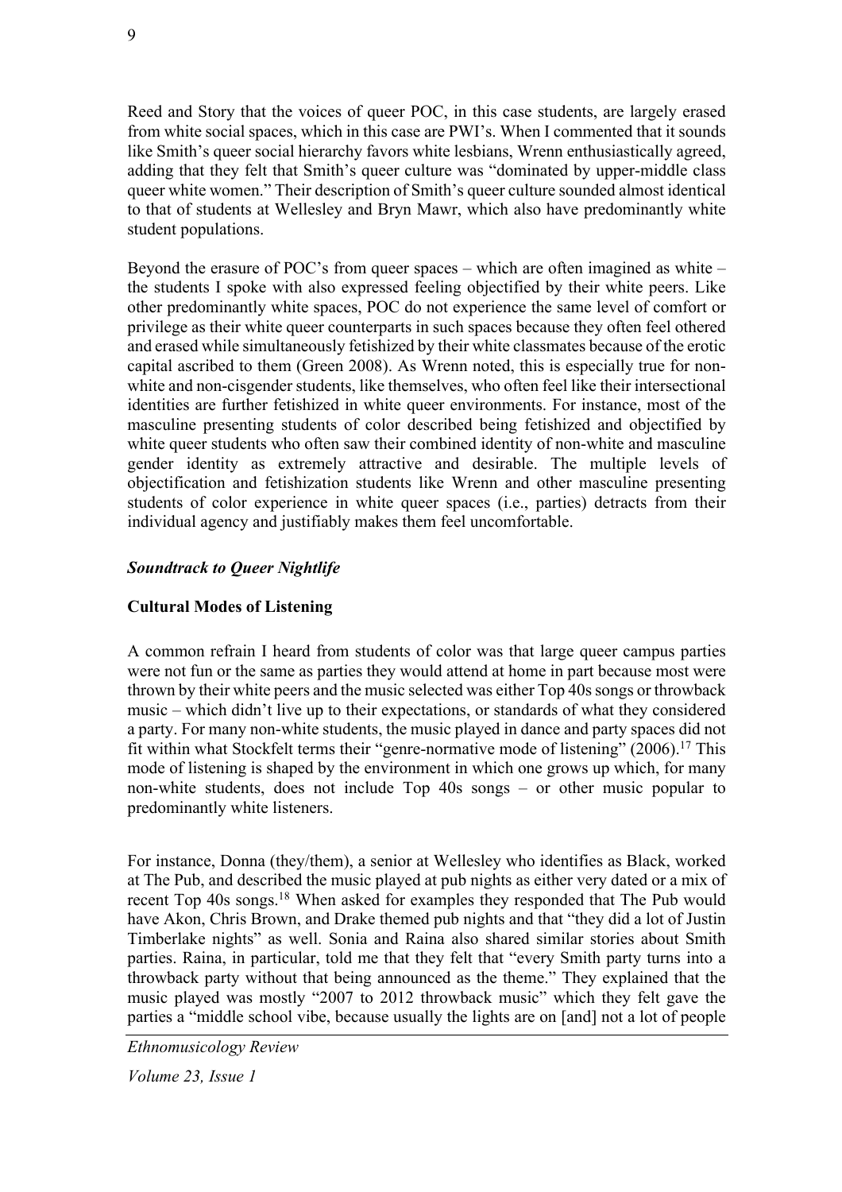Reed and Story that the voices of queer POC, in this case students, are largely erased from white social spaces, which in this case are PWI's. When I commented that it sounds like Smith's queer social hierarchy favors white lesbians, Wrenn enthusiastically agreed, adding that they felt that Smith's queer culture was "dominated by upper-middle class queer white women." Their description of Smith's queer culture sounded almost identical to that of students at Wellesley and Bryn Mawr, which also have predominantly white student populations.

Beyond the erasure of POC's from queer spaces – which are often imagined as white – the students I spoke with also expressed feeling objectified by their white peers. Like other predominantly white spaces, POC do not experience the same level of comfort or privilege as their white queer counterparts in such spaces because they often feel othered and erased while simultaneously fetishized by their white classmates because of the erotic capital ascribed to them (Green 2008). As Wrenn noted, this is especially true for non-white and non-cisgender students, like themselves, who often feel like their intersectional identities are further fetishized in white queer environments. For instance, most of the masculine presenting students of color described being fetishized and objectified by white queer students who often saw their combined identity of non-white and masculine gender identity as extremely attractive and desirable. The multiple levels of objectification and fetishization students like Wrenn and other masculine presenting students of color experience in white queer spaces (i.e., parties) detracts from their individual agency and justifiably makes them feel uncomfortable.

## ***Soundtrack to Queer Nightlife***

### **Cultural Modes of Listening**

A common refrain I heard from students of color was that large queer campus parties were not fun or the same as parties they would attend at home in part because most were thrown by their white peers and the music selected was either Top 40s songs or throwback music – which didn't live up to their expectations, or standards of what they considered a party. For many non-white students, the music played in dance and party spaces did not fit within what Stockfelt terms their "genre-normative mode of listening" (2006).[17] This mode of listening is shaped by the environment in which one grows up which, for many non-white students, does not include Top 40s songs – or other music popular to predominantly white listeners.

For instance, Donna (they/them), a senior at Wellesley who identifies as Black, worked at The Pub, and described the music played at pub nights as either very dated or a mix of recent Top 40s songs.[18] When asked for examples they responded that The Pub would have Akon, Chris Brown, and Drake themed pub nights and that "they did a lot of Justin Timberlake nights" as well. Sonia and Raina also shared similar stories about Smith parties. Raina, in particular, told me that they felt that "every Smith party turns into a throwback party without that being announced as the theme." They explained that the music played was mostly "2007 to 2012 throwback music" which they felt gave the parties a "middle school vibe, because usually the lights are on [and] not a lot of people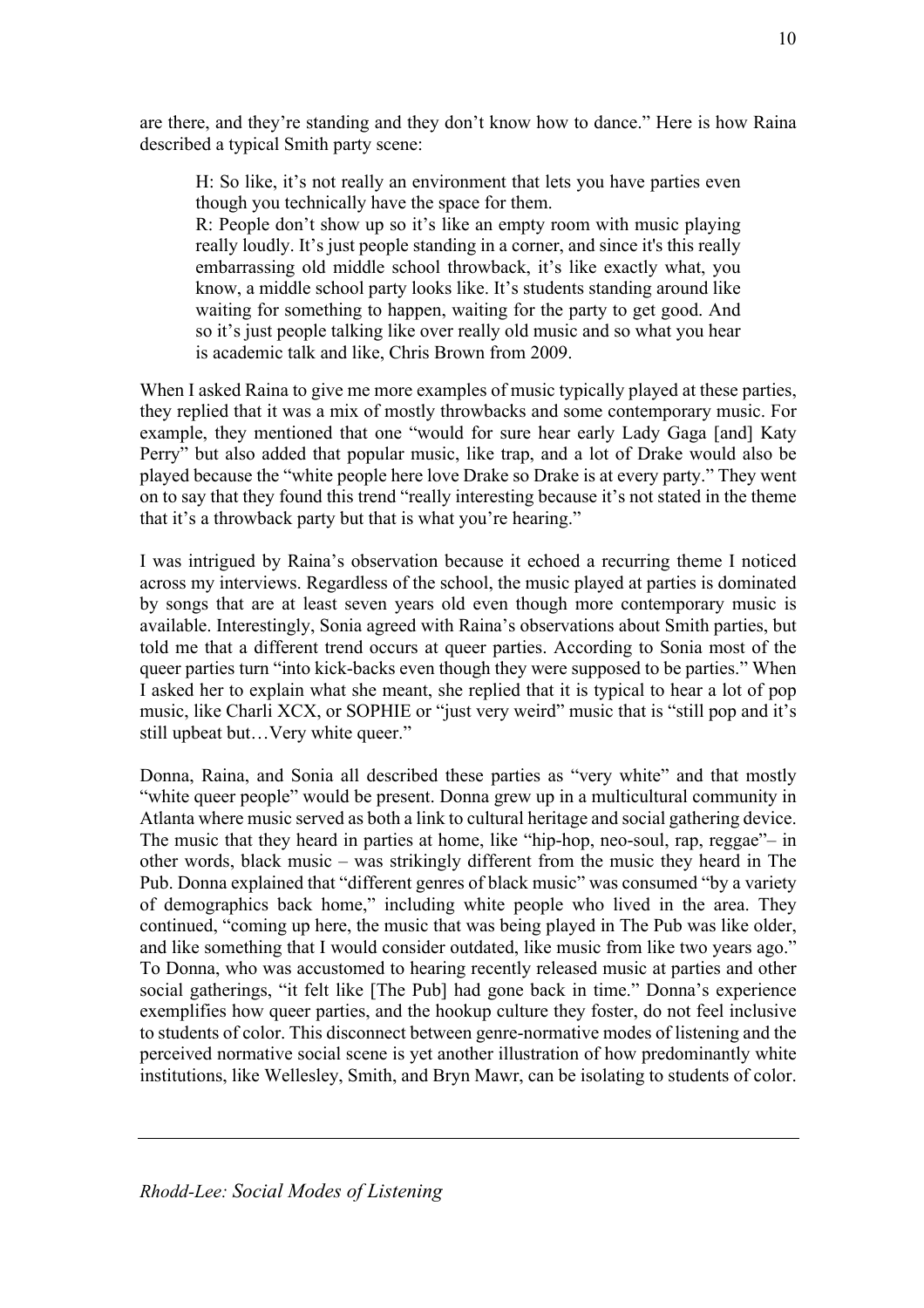are there, and they're standing and they don't know how to dance." Here is how Raina described a typical Smith party scene:

> H: So like, it's not really an environment that lets you have parties even though you technically have the space for them.
> R: People don't show up so it's like an empty room with music playing really loudly. It's just people standing in a corner, and since it's this really embarrassing old middle school throwback, it's like exactly what, you know, a middle school party looks like. It's students standing around like waiting for something to happen, waiting for the party to get good. And so it's just people talking like over really old music and so what you hear is academic talk and like, Chris Brown from 2009.

When I asked Raina to give me more examples of music typically played at these parties, they replied that it was a mix of mostly throwbacks and some contemporary music. For example, they mentioned that one "would for sure hear early Lady Gaga [and] Katy Perry" but also added that popular music, like trap, and a lot of Drake would also be played because the "white people here love Drake so Drake is at every party." They went on to say that they found this trend "really interesting because it's not stated in the theme that it's a throwback party but that is what you're hearing."

I was intrigued by Raina's observation because it echoed a recurring theme I noticed across my interviews. Regardless of the school, the music played at parties is dominated by songs that are at least seven years old even though more contemporary music is available. Interestingly, Sonia agreed with Raina's observations about Smith parties, but told me that a different trend occurs at queer parties. According to Sonia most of the queer parties turn "into kick-backs even though they were supposed to be parties." When I asked her to explain what she meant, she replied that it is typical to hear a lot of pop music, like Charli XCX, or SOPHIE or "just very weird" music that is "still pop and it's still upbeat but…Very white queer."

Donna, Raina, and Sonia all described these parties as "very white" and that mostly "white queer people" would be present. Donna grew up in a multicultural community in Atlanta where music served as both a link to cultural heritage and social gathering device. The music that they heard in parties at home, like "hip-hop, neo-soul, rap, reggae"– in other words, black music – was strikingly different from the music they heard in The Pub. Donna explained that "different genres of black music" was consumed "by a variety of demographics back home," including white people who lived in the area. They continued, "coming up here, the music that was being played in The Pub was like older, and like something that I would consider outdated, like music from like two years ago." To Donna, who was accustomed to hearing recently released music at parties and other social gatherings, "it felt like [The Pub] had gone back in time." Donna's experience exemplifies how queer parties, and the hookup culture they foster, do not feel inclusive to students of color. This disconnect between genre-normative modes of listening and the perceived normative social scene is yet another illustration of how predominantly white institutions, like Wellesley, Smith, and Bryn Mawr, can be isolating to students of color.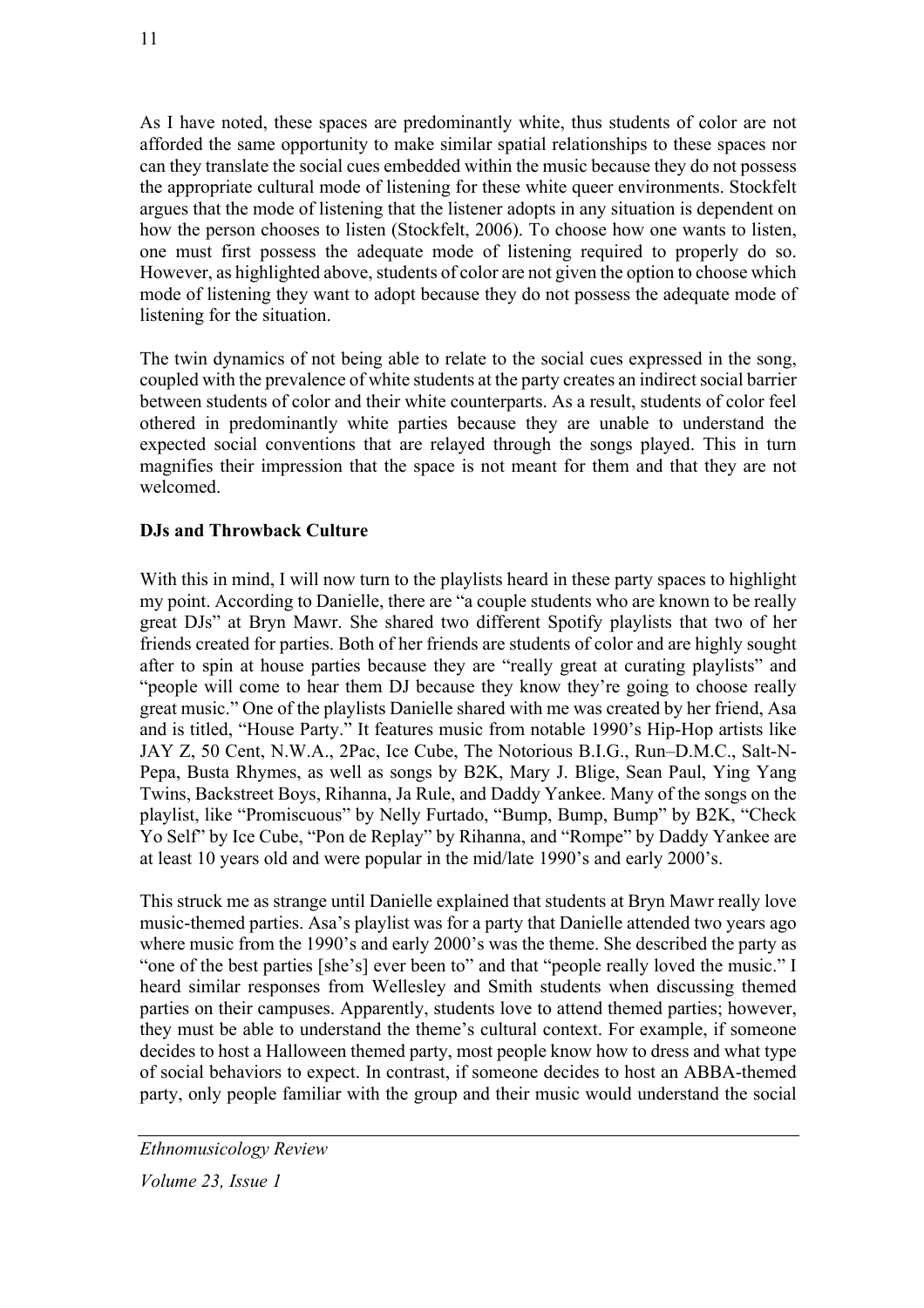As I have noted, these spaces are predominantly white, thus students of color are not afforded the same opportunity to make similar spatial relationships to these spaces nor can they translate the social cues embedded within the music because they do not possess the appropriate cultural mode of listening for these white queer environments. Stockfelt argues that the mode of listening that the listener adopts in any situation is dependent on how the person chooses to listen (Stockfelt, 2006). To choose how one wants to listen, one must first possess the adequate mode of listening required to properly do so. However, as highlighted above, students of color are not given the option to choose which mode of listening they want to adopt because they do not possess the adequate mode of listening for the situation.

The twin dynamics of not being able to relate to the social cues expressed in the song, coupled with the prevalence of white students at the party creates an indirect social barrier between students of color and their white counterparts. As a result, students of color feel othered in predominantly white parties because they are unable to understand the expected social conventions that are relayed through the songs played. This in turn magnifies their impression that the space is not meant for them and that they are not welcomed.

**DJs and Throwback Culture**

With this in mind, I will now turn to the playlists heard in these party spaces to highlight my point. According to Danielle, there are "a couple students who are known to be really great DJs" at Bryn Mawr. She shared two different Spotify playlists that two of her friends created for parties. Both of her friends are students of color and are highly sought after to spin at house parties because they are "really great at curating playlists" and "people will come to hear them DJ because they know they're going to choose really great music." One of the playlists Danielle shared with me was created by her friend, Asa and is titled, "House Party." It features music from notable 1990's Hip-Hop artists like JAY Z, 50 Cent, N.W.A., 2Pac, Ice Cube, The Notorious B.I.G., Run–D.M.C., Salt-N-Pepa, Busta Rhymes, as well as songs by B2K, Mary J. Blige, Sean Paul, Ying Yang Twins, Backstreet Boys, Rihanna, Ja Rule, and Daddy Yankee. Many of the songs on the playlist, like "Promiscuous" by Nelly Furtado, "Bump, Bump, Bump" by B2K, "Check Yo Self" by Ice Cube, "Pon de Replay" by Rihanna, and "Rompe" by Daddy Yankee are at least 10 years old and were popular in the mid/late 1990's and early 2000's.

This struck me as strange until Danielle explained that students at Bryn Mawr really love music-themed parties. Asa's playlist was for a party that Danielle attended two years ago where music from the 1990's and early 2000's was the theme. She described the party as "one of the best parties [she's] ever been to" and that "people really loved the music." I heard similar responses from Wellesley and Smith students when discussing themed parties on their campuses. Apparently, students love to attend themed parties; however, they must be able to understand the theme's cultural context. For example, if someone decides to host a Halloween themed party, most people know how to dress and what type of social behaviors to expect. In contrast, if someone decides to host an ABBA-themed party, only people familiar with the group and their music would understand the social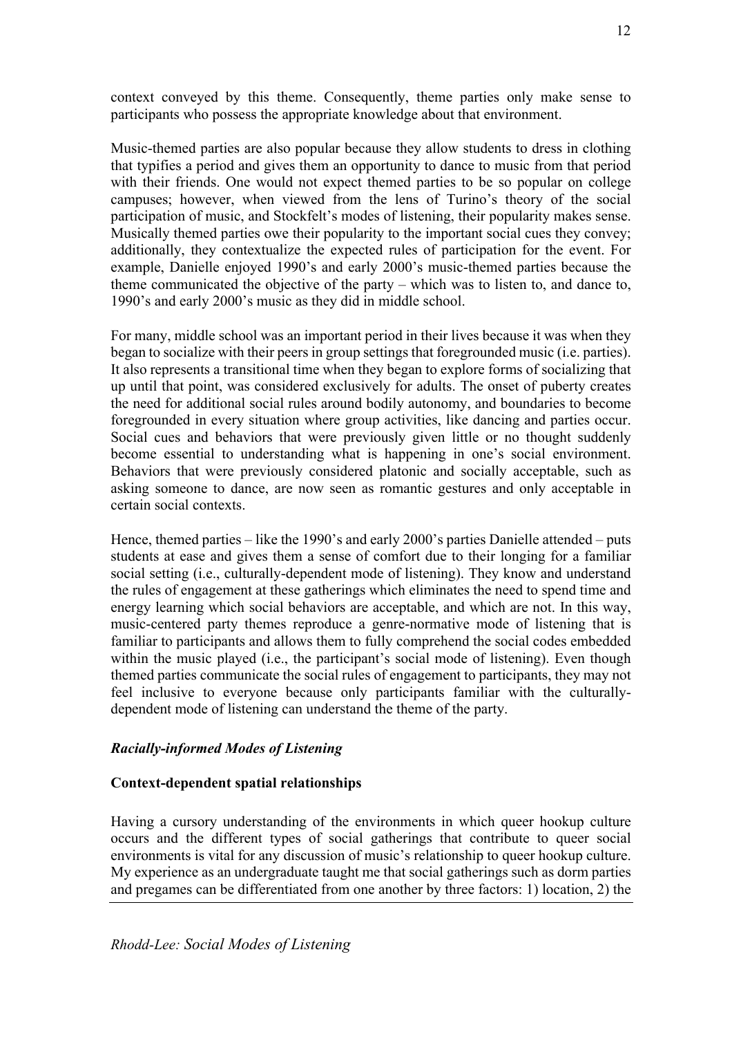context conveyed by this theme. Consequently, theme parties only make sense to participants who possess the appropriate knowledge about that environment.

Music-themed parties are also popular because they allow students to dress in clothing that typifies a period and gives them an opportunity to dance to music from that period with their friends. One would not expect themed parties to be so popular on college campuses; however, when viewed from the lens of Turino's theory of the social participation of music, and Stockfelt's modes of listening, their popularity makes sense. Musically themed parties owe their popularity to the important social cues they convey; additionally, they contextualize the expected rules of participation for the event. For example, Danielle enjoyed 1990's and early 2000's music-themed parties because the theme communicated the objective of the party – which was to listen to, and dance to, 1990's and early 2000's music as they did in middle school.

For many, middle school was an important period in their lives because it was when they began to socialize with their peers in group settings that foregrounded music (i.e. parties). It also represents a transitional time when they began to explore forms of socializing that up until that point, was considered exclusively for adults. The onset of puberty creates the need for additional social rules around bodily autonomy, and boundaries to become foregrounded in every situation where group activities, like dancing and parties occur. Social cues and behaviors that were previously given little or no thought suddenly become essential to understanding what is happening in one's social environment. Behaviors that were previously considered platonic and socially acceptable, such as asking someone to dance, are now seen as romantic gestures and only acceptable in certain social contexts.

Hence, themed parties – like the 1990's and early 2000's parties Danielle attended – puts students at ease and gives them a sense of comfort due to their longing for a familiar social setting (i.e., culturally-dependent mode of listening). They know and understand the rules of engagement at these gatherings which eliminates the need to spend time and energy learning which social behaviors are acceptable, and which are not. In this way, music-centered party themes reproduce a genre-normative mode of listening that is familiar to participants and allows them to fully comprehend the social codes embedded within the music played (i.e., the participant's social mode of listening). Even though themed parties communicate the social rules of engagement to participants, they may not feel inclusive to everyone because only participants familiar with the culturally-dependent mode of listening can understand the theme of the party.

### *Racially-informed Modes of Listening*

#### **Context-dependent spatial relationships**

Having a cursory understanding of the environments in which queer hookup culture occurs and the different types of social gatherings that contribute to queer social environments is vital for any discussion of music's relationship to queer hookup culture. My experience as an undergraduate taught me that social gatherings such as dorm parties and pregames can be differentiated from one another by three factors: 1) location, 2) the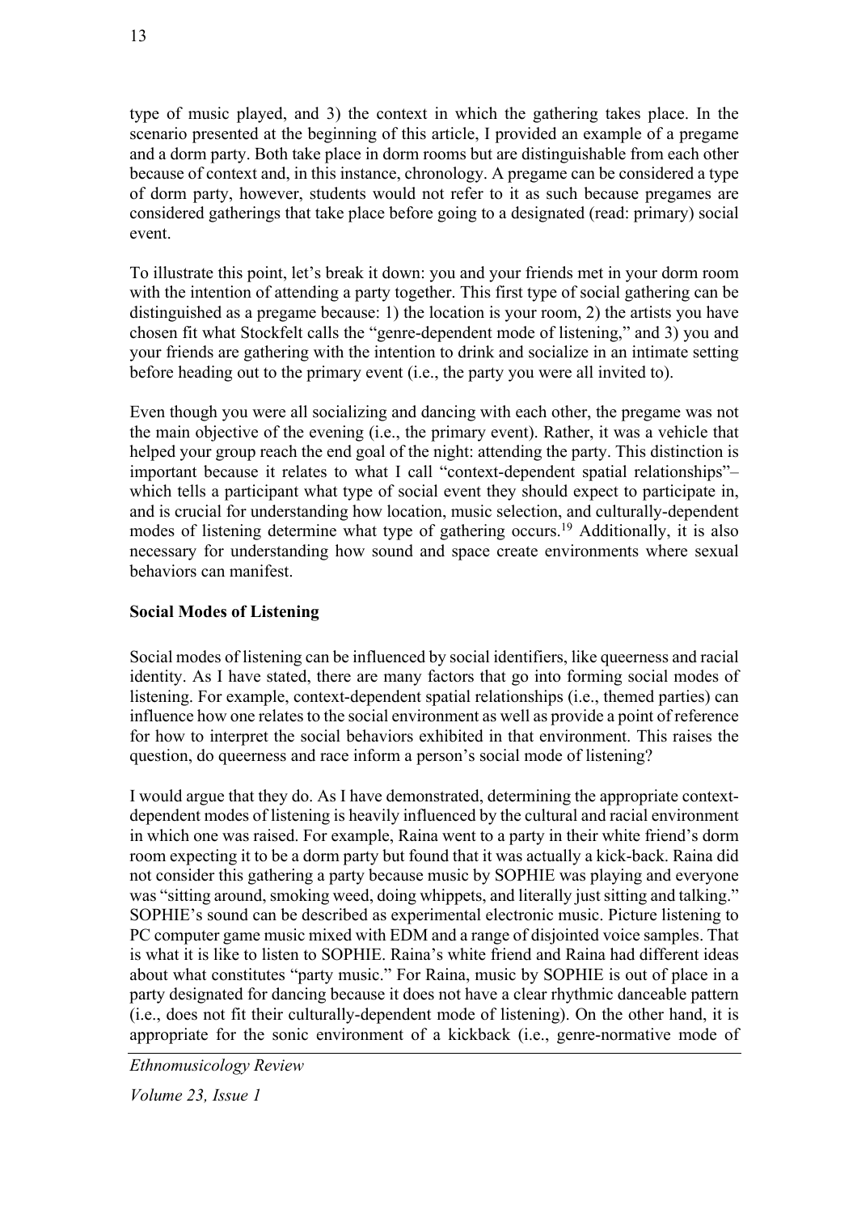type of music played, and 3) the context in which the gathering takes place. In the scenario presented at the beginning of this article, I provided an example of a pregame and a dorm party. Both take place in dorm rooms but are distinguishable from each other because of context and, in this instance, chronology. A pregame can be considered a type of dorm party, however, students would not refer to it as such because pregames are considered gatherings that take place before going to a designated (read: primary) social event.

To illustrate this point, let's break it down: you and your friends met in your dorm room with the intention of attending a party together. This first type of social gathering can be distinguished as a pregame because: 1) the location is your room, 2) the artists you have chosen fit what Stockfelt calls the "genre-dependent mode of listening," and 3) you and your friends are gathering with the intention to drink and socialize in an intimate setting before heading out to the primary event (i.e., the party you were all invited to).

Even though you were all socializing and dancing with each other, the pregame was not the main objective of the evening (i.e., the primary event). Rather, it was a vehicle that helped your group reach the end goal of the night: attending the party. This distinction is important because it relates to what I call "context-dependent spatial relationships"– which tells a participant what type of social event they should expect to participate in, and is crucial for understanding how location, music selection, and culturally-dependent modes of listening determine what type of gathering occurs.[19] Additionally, it is also necessary for understanding how sound and space create environments where sexual behaviors can manifest.

**Social Modes of Listening**

Social modes of listening can be influenced by social identifiers, like queerness and racial identity. As I have stated, there are many factors that go into forming social modes of listening. For example, context-dependent spatial relationships (i.e., themed parties) can influence how one relates to the social environment as well as provide a point of reference for how to interpret the social behaviors exhibited in that environment. This raises the question, do queerness and race inform a person's social mode of listening?

I would argue that they do. As I have demonstrated, determining the appropriate context-dependent modes of listening is heavily influenced by the cultural and racial environment in which one was raised. For example, Raina went to a party in their white friend's dorm room expecting it to be a dorm party but found that it was actually a kick-back. Raina did not consider this gathering a party because music by SOPHIE was playing and everyone was "sitting around, smoking weed, doing whippets, and literally just sitting and talking." SOPHIE's sound can be described as experimental electronic music. Picture listening to PC computer game music mixed with EDM and a range of disjointed voice samples. That is what it is like to listen to SOPHIE. Raina's white friend and Raina had different ideas about what constitutes "party music." For Raina, music by SOPHIE is out of place in a party designated for dancing because it does not have a clear rhythmic danceable pattern (i.e., does not fit their culturally-dependent mode of listening). On the other hand, it is appropriate for the sonic environment of a kickback (i.e., genre-normative mode of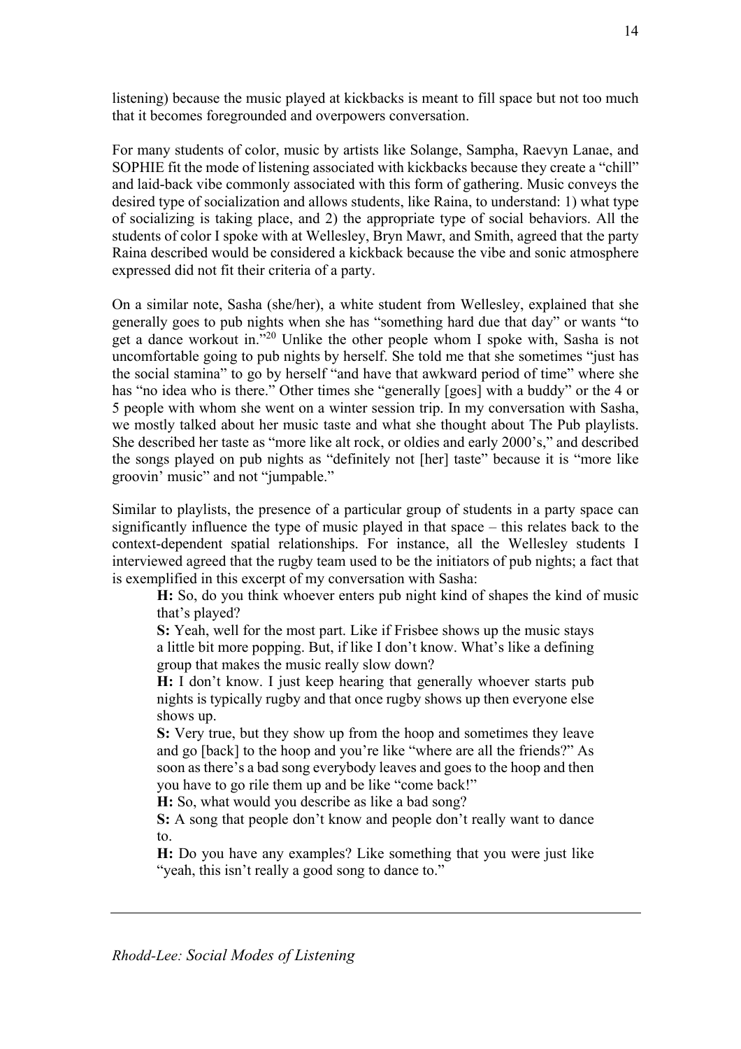listening) because the music played at kickbacks is meant to fill space but not too much that it becomes foregrounded and overpowers conversation.

For many students of color, music by artists like Solange, Sampha, Raevyn Lanae, and SOPHIE fit the mode of listening associated with kickbacks because they create a "chill" and laid-back vibe commonly associated with this form of gathering. Music conveys the desired type of socialization and allows students, like Raina, to understand: 1) what type of socializing is taking place, and 2) the appropriate type of social behaviors. All the students of color I spoke with at Wellesley, Bryn Mawr, and Smith, agreed that the party Raina described would be considered a kickback because the vibe and sonic atmosphere expressed did not fit their criteria of a party.

On a similar note, Sasha (she/her), a white student from Wellesley, explained that she generally goes to pub nights when she has "something hard due that day" or wants "to get a dance workout in."[20] Unlike the other people whom I spoke with, Sasha is not uncomfortable going to pub nights by herself. She told me that she sometimes "just has the social stamina" to go by herself "and have that awkward period of time" where she has "no idea who is there." Other times she "generally [goes] with a buddy" or the 4 or 5 people with whom she went on a winter session trip. In my conversation with Sasha, we mostly talked about her music taste and what she thought about The Pub playlists. She described her taste as "more like alt rock, or oldies and early 2000's," and described the songs played on pub nights as "definitely not [her] taste" because it is "more like groovin' music" and not "jumpable."

Similar to playlists, the presence of a particular group of students in a party space can significantly influence the type of music played in that space – this relates back to the context-dependent spatial relationships. For instance, all the Wellesley students I interviewed agreed that the rugby team used to be the initiators of pub nights; a fact that is exemplified in this excerpt of my conversation with Sasha:

> **H:** So, do you think whoever enters pub night kind of shapes the kind of music that's played?
>
> **S:** Yeah, well for the most part. Like if Frisbee shows up the music stays a little bit more popping. But, if like I don't know. What's like a defining group that makes the music really slow down?
>
> **H:** I don't know. I just keep hearing that generally whoever starts pub nights is typically rugby and that once rugby shows up then everyone else shows up.
>
> **S:** Very true, but they show up from the hoop and sometimes they leave and go [back] to the hoop and you're like "where are all the friends?" As soon as there's a bad song everybody leaves and goes to the hoop and then you have to go rile them up and be like "come back!"
>
> **H:** So, what would you describe as like a bad song?
>
> **S:** A song that people don't know and people don't really want to dance to.
>
> **H:** Do you have any examples? Like something that you were just like "yeah, this isn't really a good song to dance to."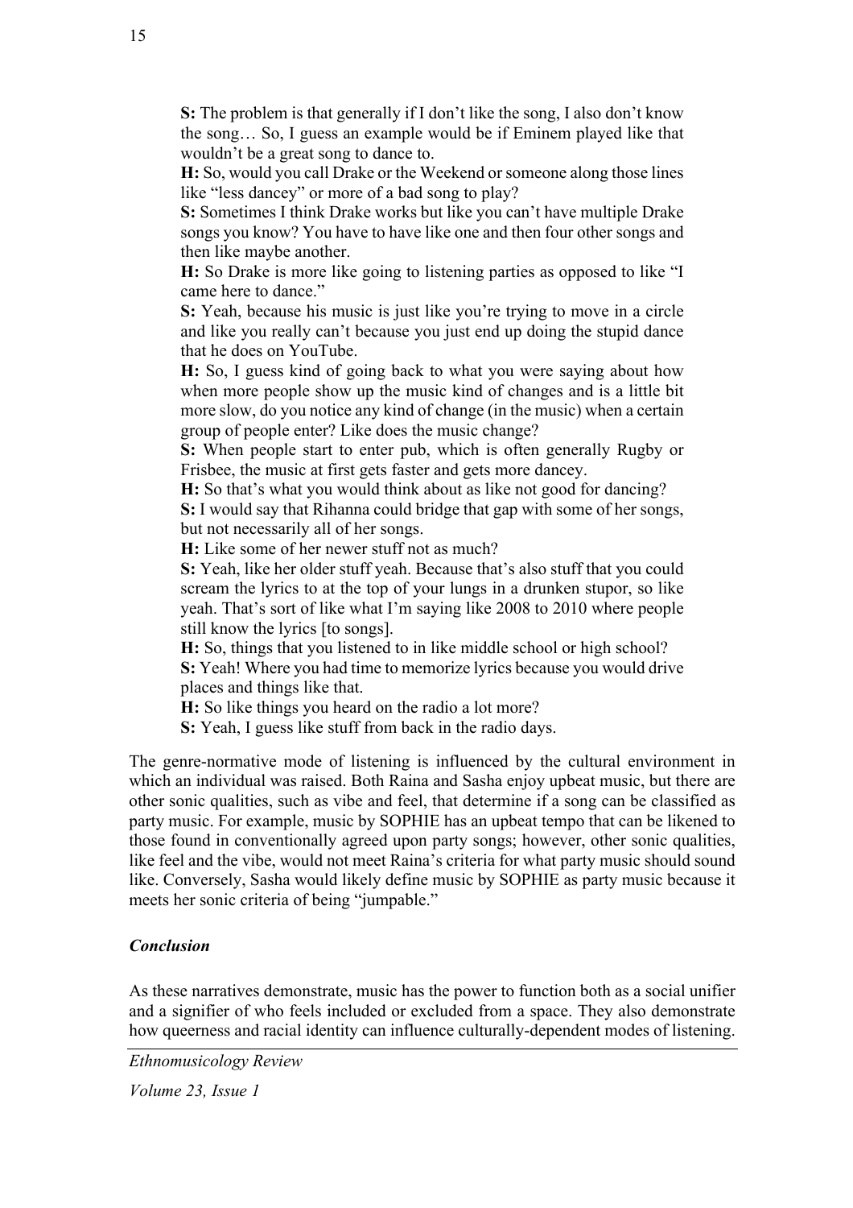**S:** The problem is that generally if I don't like the song, I also don't know the song… So, I guess an example would be if Eminem played like that wouldn't be a great song to dance to.

**H:** So, would you call Drake or the Weekend or someone along those lines like "less dancey" or more of a bad song to play?

**S:** Sometimes I think Drake works but like you can't have multiple Drake songs you know? You have to have like one and then four other songs and then like maybe another.

**H:** So Drake is more like going to listening parties as opposed to like "I came here to dance."

**S:** Yeah, because his music is just like you're trying to move in a circle and like you really can't because you just end up doing the stupid dance that he does on YouTube.

**H:** So, I guess kind of going back to what you were saying about how when more people show up the music kind of changes and is a little bit more slow, do you notice any kind of change (in the music) when a certain group of people enter? Like does the music change?

**S:** When people start to enter pub, which is often generally Rugby or Frisbee, the music at first gets faster and gets more dancey.

**H:** So that's what you would think about as like not good for dancing?

**S:** I would say that Rihanna could bridge that gap with some of her songs, but not necessarily all of her songs.

**H:** Like some of her newer stuff not as much?

**S:** Yeah, like her older stuff yeah. Because that's also stuff that you could scream the lyrics to at the top of your lungs in a drunken stupor, so like yeah. That's sort of like what I'm saying like 2008 to 2010 where people still know the lyrics [to songs].

**H:** So, things that you listened to in like middle school or high school?

**S:** Yeah! Where you had time to memorize lyrics because you would drive places and things like that.

**H:** So like things you heard on the radio a lot more?

**S:** Yeah, I guess like stuff from back in the radio days.

The genre-normative mode of listening is influenced by the cultural environment in which an individual was raised. Both Raina and Sasha enjoy upbeat music, but there are other sonic qualities, such as vibe and feel, that determine if a song can be classified as party music. For example, music by SOPHIE has an upbeat tempo that can be likened to those found in conventionally agreed upon party songs; however, other sonic qualities, like feel and the vibe, would not meet Raina's criteria for what party music should sound like. Conversely, Sasha would likely define music by SOPHIE as party music because it meets her sonic criteria of being "jumpable."

## *Conclusion*

As these narratives demonstrate, music has the power to function both as a social unifier and a signifier of who feels included or excluded from a space. They also demonstrate how queerness and racial identity can influence culturally-dependent modes of listening.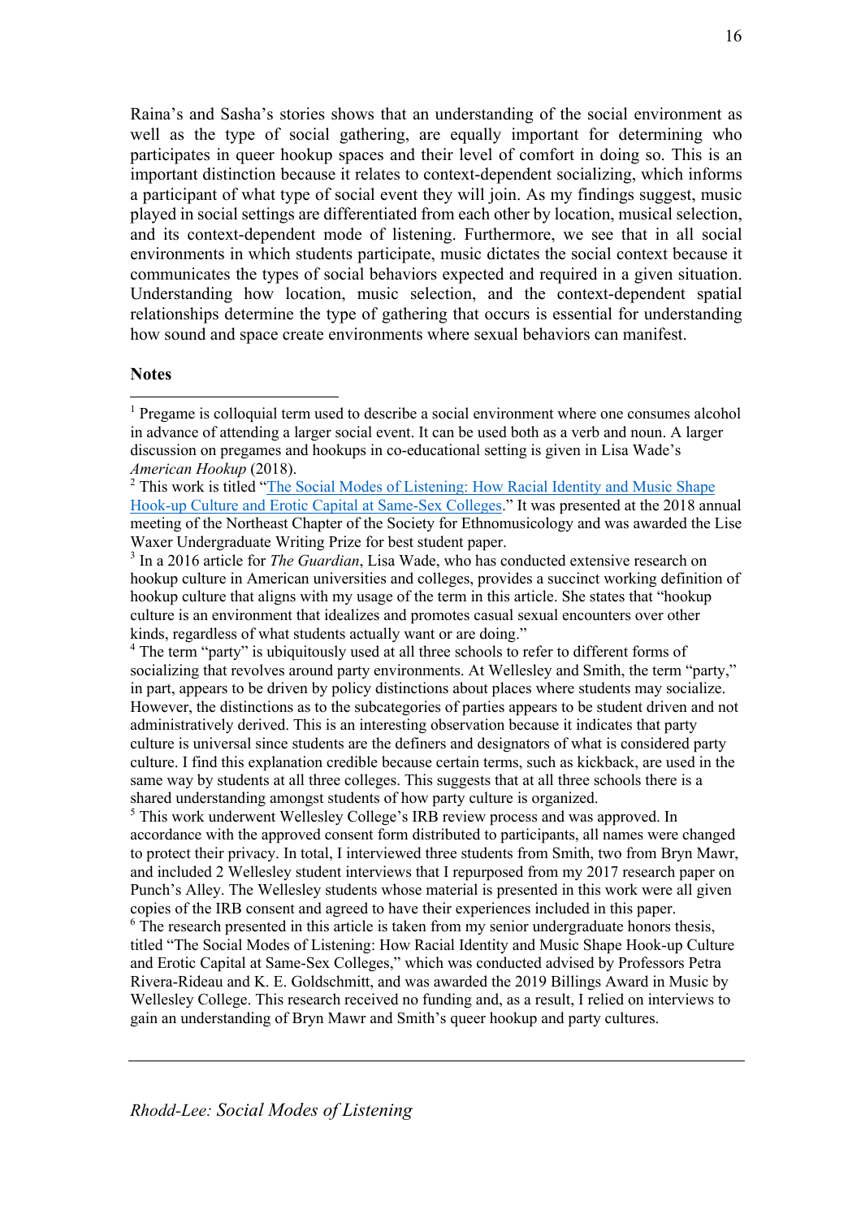Raina's and Sasha's stories shows that an understanding of the social environment as well as the type of social gathering, are equally important for determining who participates in queer hookup spaces and their level of comfort in doing so. This is an important distinction because it relates to context-dependent socializing, which informs a participant of what type of social event they will join. As my findings suggest, music played in social settings are differentiated from each other by location, musical selection, and its context-dependent mode of listening. Furthermore, we see that in all social environments in which students participate, music dictates the social context because it communicates the types of social behaviors expected and required in a given situation. Understanding how location, music selection, and the context-dependent spatial relationships determine the type of gathering that occurs is essential for understanding how sound and space create environments where sexual behaviors can manifest.

**Notes**

[1] Pregame is colloquial term used to describe a social environment where one consumes alcohol in advance of attending a larger social event. It can be used both as a verb and noun. A larger discussion on pregames and hookups in co-educational setting is given in Lisa Wade's *American Hookup* (2018).

[2] This work is titled "The Social Modes of Listening: How Racial Identity and Music Shape Hook-up Culture and Erotic Capital at Same-Sex Colleges." It was presented at the 2018 annual meeting of the Northeast Chapter of the Society for Ethnomusicology and was awarded the Lise Waxer Undergraduate Writing Prize for best student paper.

[3] In a 2016 article for *The Guardian*, Lisa Wade, who has conducted extensive research on hookup culture in American universities and colleges, provides a succinct working definition of hookup culture that aligns with my usage of the term in this article. She states that "hookup culture is an environment that idealizes and promotes casual sexual encounters over other kinds, regardless of what students actually want or are doing."

[4] The term "party" is ubiquitously used at all three schools to refer to different forms of socializing that revolves around party environments. At Wellesley and Smith, the term "party," in part, appears to be driven by policy distinctions about places where students may socialize. However, the distinctions as to the subcategories of parties appears to be student driven and not administratively derived. This is an interesting observation because it indicates that party culture is universal since students are the definers and designators of what is considered party culture. I find this explanation credible because certain terms, such as kickback, are used in the same way by students at all three colleges. This suggests that at all three schools there is a shared understanding amongst students of how party culture is organized.

[5] This work underwent Wellesley College's IRB review process and was approved. In accordance with the approved consent form distributed to participants, all names were changed to protect their privacy. In total, I interviewed three students from Smith, two from Bryn Mawr, and included 2 Wellesley student interviews that I repurposed from my 2017 research paper on Punch's Alley. The Wellesley students whose material is presented in this work were all given copies of the IRB consent and agreed to have their experiences included in this paper.

[6] The research presented in this article is taken from my senior undergraduate honors thesis, titled "The Social Modes of Listening: How Racial Identity and Music Shape Hook-up Culture and Erotic Capital at Same-Sex Colleges," which was conducted advised by Professors Petra Rivera-Rideau and K. E. Goldschmitt, and was awarded the 2019 Billings Award in Music by Wellesley College. This research received no funding and, as a result, I relied on interviews to gain an understanding of Bryn Mawr and Smith's queer hookup and party cultures.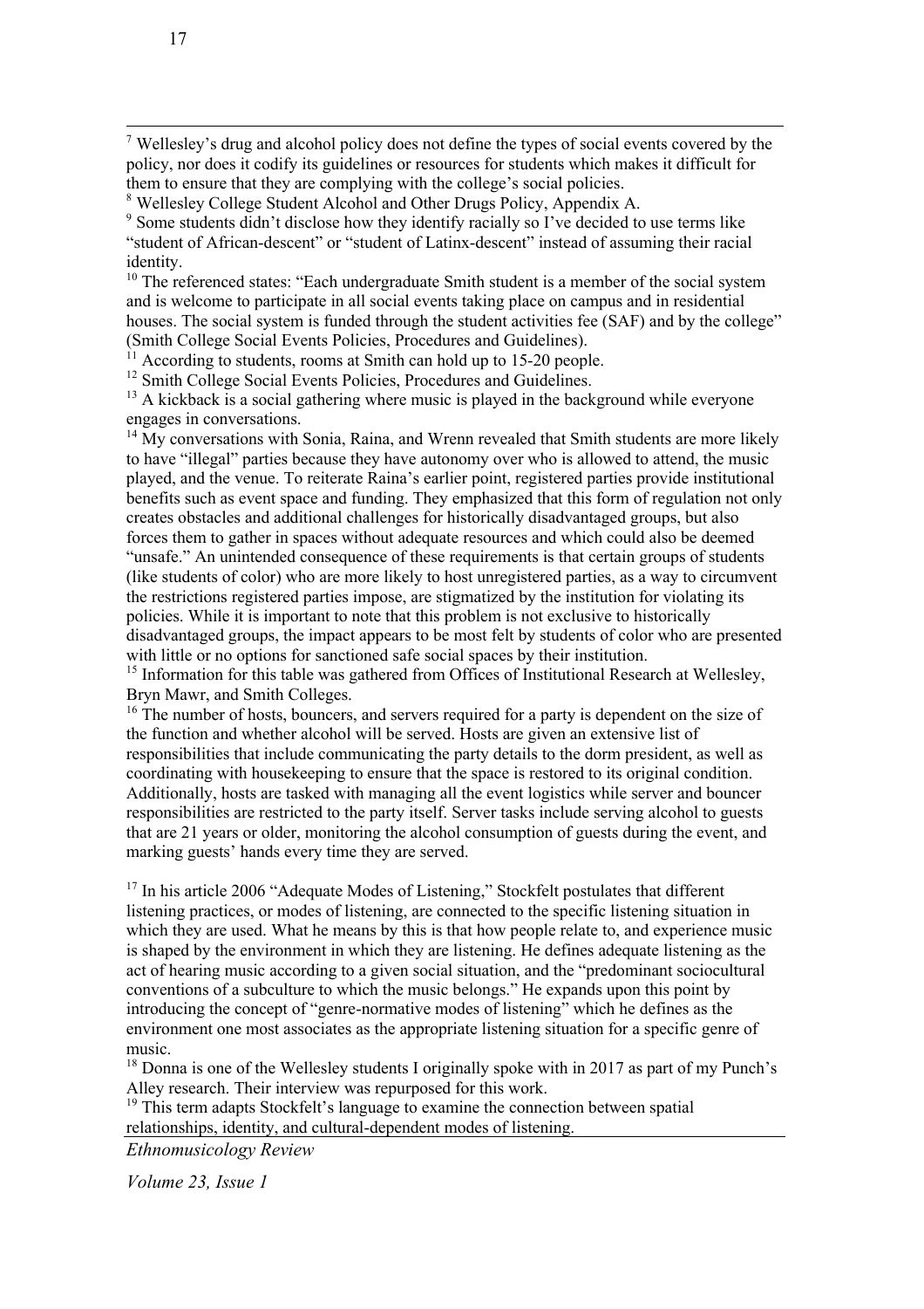[7] Wellesley's drug and alcohol policy does not define the types of social events covered by the policy, nor does it codify its guidelines or resources for students which makes it difficult for them to ensure that they are complying with the college's social policies.

[8] Wellesley College Student Alcohol and Other Drugs Policy, Appendix A.

[9] Some students didn't disclose how they identify racially so I've decided to use terms like "student of African-descent" or "student of Latinx-descent" instead of assuming their racial identity.

[10] The referenced states: "Each undergraduate Smith student is a member of the social system and is welcome to participate in all social events taking place on campus and in residential houses. The social system is funded through the student activities fee (SAF) and by the college" (Smith College Social Events Policies, Procedures and Guidelines).

[11] According to students, rooms at Smith can hold up to 15-20 people.

[12] Smith College Social Events Policies, Procedures and Guidelines.

[13] A kickback is a social gathering where music is played in the background while everyone engages in conversations.

[14] My conversations with Sonia, Raina, and Wrenn revealed that Smith students are more likely to have "illegal" parties because they have autonomy over who is allowed to attend, the music played, and the venue. To reiterate Raina's earlier point, registered parties provide institutional benefits such as event space and funding. They emphasized that this form of regulation not only creates obstacles and additional challenges for historically disadvantaged groups, but also forces them to gather in spaces without adequate resources and which could also be deemed "unsafe." An unintended consequence of these requirements is that certain groups of students (like students of color) who are more likely to host unregistered parties, as a way to circumvent the restrictions registered parties impose, are stigmatized by the institution for violating its policies. While it is important to note that this problem is not exclusive to historically disadvantaged groups, the impact appears to be most felt by students of color who are presented with little or no options for sanctioned safe social spaces by their institution.

[15] Information for this table was gathered from Offices of Institutional Research at Wellesley, Bryn Mawr, and Smith Colleges.

[16] The number of hosts, bouncers, and servers required for a party is dependent on the size of the function and whether alcohol will be served. Hosts are given an extensive list of responsibilities that include communicating the party details to the dorm president, as well as coordinating with housekeeping to ensure that the space is restored to its original condition. Additionally, hosts are tasked with managing all the event logistics while server and bouncer responsibilities are restricted to the party itself. Server tasks include serving alcohol to guests that are 21 years or older, monitoring the alcohol consumption of guests during the event, and marking guests' hands every time they are served.

[17] In his article 2006 "Adequate Modes of Listening," Stockfelt postulates that different listening practices, or modes of listening, are connected to the specific listening situation in which they are used. What he means by this is that how people relate to, and experience music is shaped by the environment in which they are listening. He defines adequate listening as the act of hearing music according to a given social situation, and the "predominant sociocultural conventions of a subculture to which the music belongs." He expands upon this point by introducing the concept of "genre-normative modes of listening" which he defines as the environment one most associates as the appropriate listening situation for a specific genre of music.

[18] Donna is one of the Wellesley students I originally spoke with in 2017 as part of my Punch's Alley research. Their interview was repurposed for this work.

[19] This term adapts Stockfelt's language to examine the connection between spatial relationships, identity, and cultural-dependent modes of listening.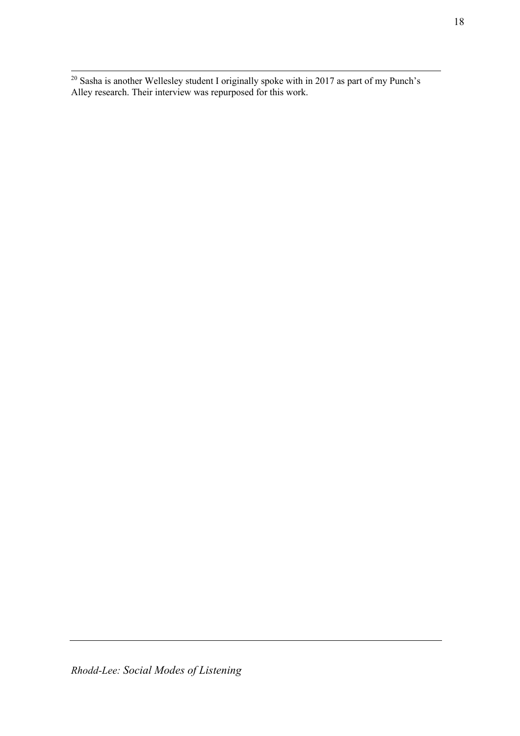[20] Sasha is another Wellesley student I originally spoke with in 2017 as part of my Punch's Alley research. Their interview was repurposed for this work.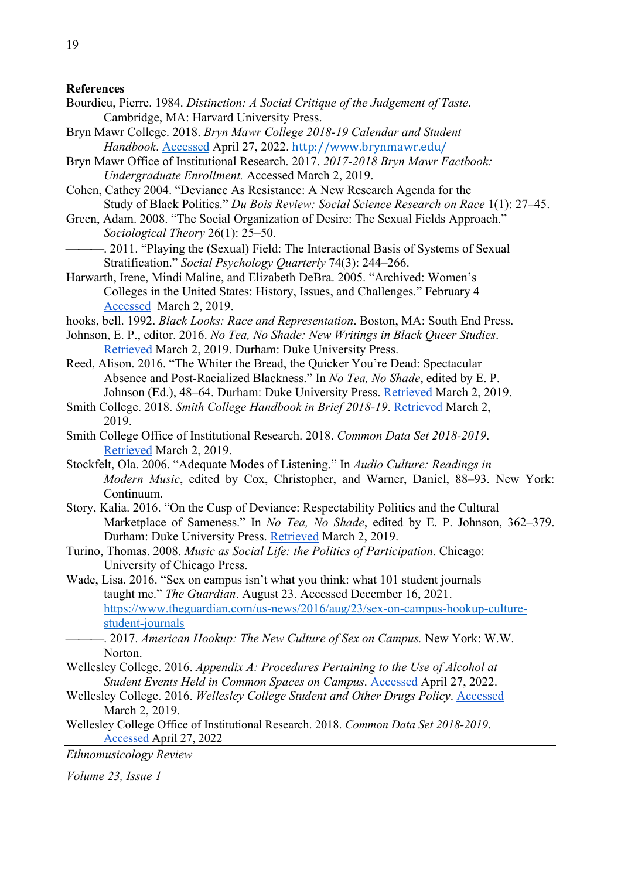**References**

Bourdieu, Pierre. 1984. *Distinction: A Social Critique of the Judgement of Taste*. Cambridge, MA: Harvard University Press.

Bryn Mawr College. 2018. *Bryn Mawr College 2018-19 Calendar and Student Handbook*. Accessed April 27, 2022. http://www.brynmawr.edu/

Bryn Mawr Office of Institutional Research. 2017. *2017-2018 Bryn Mawr Factbook: Undergraduate Enrollment.* Accessed March 2, 2019.

Cohen, Cathey 2004. "Deviance As Resistance: A New Research Agenda for the Study of Black Politics." *Du Bois Review: Social Science Research on Race* 1(1): 27–45.

Green, Adam. 2008. "The Social Organization of Desire: The Sexual Fields Approach." *Sociological Theory* 26(1): 25–50.

———. 2011. "Playing the (Sexual) Field: The Interactional Basis of Systems of Sexual Stratification." *Social Psychology Quarterly* 74(3): 244–266.

Harwarth, Irene, Mindi Maline, and Elizabeth DeBra. 2005. "Archived: Women's Colleges in the United States: History, Issues, and Challenges." February 4 Accessed March 2, 2019.

hooks, bell. 1992. *Black Looks: Race and Representation*. Boston, MA: South End Press.

Johnson, E. P., editor. 2016. *No Tea, No Shade: New Writings in Black Queer Studies*. Retrieved March 2, 2019. Durham: Duke University Press.

Reed, Alison. 2016. "The Whiter the Bread, the Quicker You're Dead: Spectacular Absence and Post-Racialized Blackness." In *No Tea, No Shade*, edited by E. P. Johnson (Ed.), 48–64. Durham: Duke University Press. Retrieved March 2, 2019.

Smith College. 2018. *Smith College Handbook in Brief 2018-19*. Retrieved March 2, 2019.

Smith College Office of Institutional Research. 2018. *Common Data Set 2018-2019*. Retrieved March 2, 2019.

Stockfelt, Ola. 2006. "Adequate Modes of Listening." In *Audio Culture: Readings in Modern Music*, edited by Cox, Christopher, and Warner, Daniel, 88–93. New York: Continuum.

Story, Kalia. 2016. "On the Cusp of Deviance: Respectability Politics and the Cultural Marketplace of Sameness." In *No Tea, No Shade*, edited by E. P. Johnson, 362–379. Durham: Duke University Press. Retrieved March 2, 2019.

Turino, Thomas. 2008. *Music as Social Life: the Politics of Participation*. Chicago: University of Chicago Press.

Wade, Lisa. 2016. "Sex on campus isn't what you think: what 101 student journals taught me." *The Guardian*. August 23. Accessed December 16, 2021. https://www.theguardian.com/us-news/2016/aug/23/sex-on-campus-hookup-culture-student-journals

———. 2017. *American Hookup: The New Culture of Sex on Campus.* New York: W.W. Norton.

Wellesley College. 2016. *Appendix A: Procedures Pertaining to the Use of Alcohol at Student Events Held in Common Spaces on Campus*. Accessed April 27, 2022.

Wellesley College. 2016. *Wellesley College Student and Other Drugs Policy*. Accessed March 2, 2019.

Wellesley College Office of Institutional Research. 2018. *Common Data Set 2018-2019*. Accessed April 27, 2022